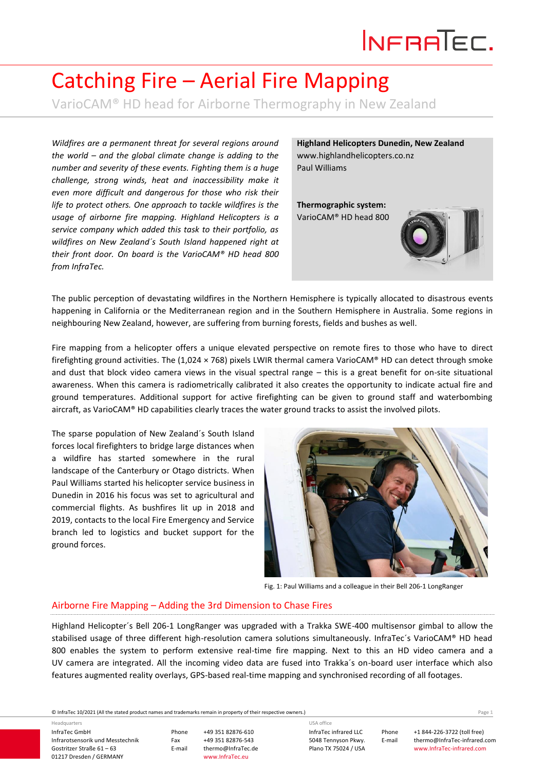# Catching Fire – Aerial Fire Mapping

VarioCAM® HD head for Airborne Thermography in New Zealand

*Wildfires are a permanent threat for several regions around the world – and the global climate change is adding to the number and severity of these events. Fighting them is a huge challenge, strong winds, heat and inaccessibility make it even more difficult and dangerous for those who risk their life to protect others. One approach to tackle wildfires is the usage of airborne fire mapping. Highland Helicopters is a service company which added this task to their portfolio, as wildfires on New Zealand´s South Island happened right at their front door. On board is the VarioCAM® HD head 800 from InfraTec.*

**Highland Helicopters Dunedin, New Zealand**
www.highlandhelicopters.co.nz
Paul Williams

**Thermographic system:**
VarioCAM® HD head 800

The public perception of devastating wildfires in the Northern Hemisphere is typically allocated to disastrous events happening in California or the Mediterranean region and in the Southern Hemisphere in Australia. Some regions in neighbouring New Zealand, however, are suffering from burning forests, fields and bushes as well.

Fire mapping from a helicopter offers a unique elevated perspective on remote fires to those who have to direct firefighting ground activities. The (1,024 × 768) pixels LWIR thermal camera VarioCAM® HD can detect through smoke and dust that block video camera views in the visual spectral range – this is a great benefit for on-site situational awareness. When this camera is radiometrically calibrated it also creates the opportunity to indicate actual fire and ground temperatures. Additional support for active firefighting can be given to ground staff and waterbombing aircraft, as VarioCAM® HD capabilities clearly traces the water ground tracks to assist the involved pilots.

The sparse population of New Zealand´s South Island forces local firefighters to bridge large distances when a wildfire has started somewhere in the rural landscape of the Canterbury or Otago districts. When Paul Williams started his helicopter service business in Dunedin in 2016 his focus was set to agricultural and commercial flights. As bushfires lit up in 2018 and 2019, contacts to the local Fire Emergency and Service branch led to logistics and bucket support for the ground forces.

Fig. 1: Paul Williams and a colleague in their Bell 206-1 LongRanger

## Airborne Fire Mapping – Adding the 3rd Dimension to Chase Fires

Highland Helicopter´s Bell 206-1 LongRanger was upgraded with a Trakka SWE-400 multisensor gimbal to allow the stabilised usage of three different high-resolution camera solutions simultaneously. InfraTec´s VarioCAM® HD head 800 enables the system to perform extensive real-time fire mapping. Next to this an HD video camera and a UV camera are integrated. All the incoming video data are fused into Trakka´s on-board user interface which also features augmented reality overlays, GPS-based real-time mapping and synchronised recording of all footages.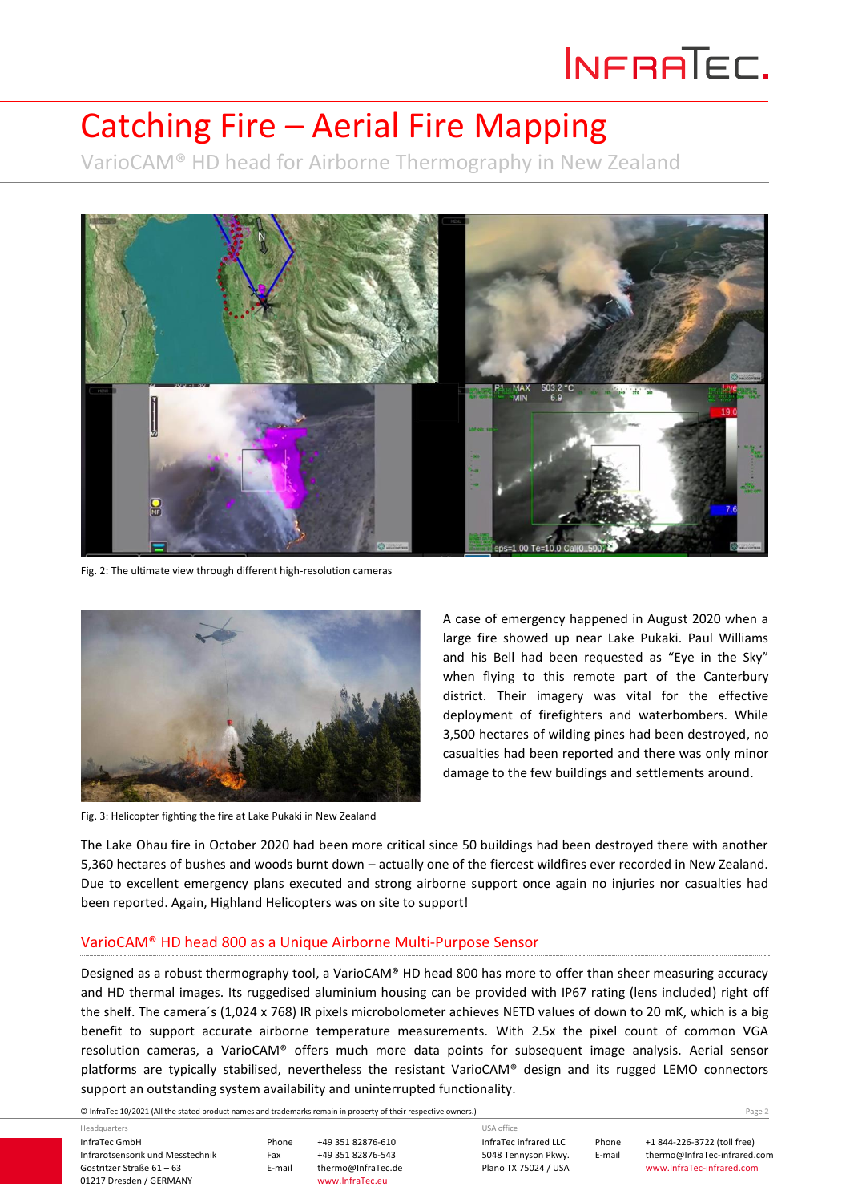# Catching Fire – Aerial Fire Mapping

VarioCAM® HD head for Airborne Thermography in New Zealand

Fig. 2: The ultimate view through different high-resolution cameras

A case of emergency happened in August 2020 when a large fire showed up near Lake Pukaki. Paul Williams and his Bell had been requested as "Eye in the Sky" when flying to this remote part of the Canterbury district. Their imagery was vital for the effective deployment of firefighters and waterbombers. While 3,500 hectares of wilding pines had been destroyed, no casualties had been reported and there was only minor damage to the few buildings and settlements around.

Fig. 3: Helicopter fighting the fire at Lake Pukaki in New Zealand

The Lake Ohau fire in October 2020 had been more critical since 50 buildings had been destroyed there with another 5,360 hectares of bushes and woods burnt down – actually one of the fiercest wildfires ever recorded in New Zealand. Due to excellent emergency plans executed and strong airborne support once again no injuries nor casualties had been reported. Again, Highland Helicopters was on site to support!

## VarioCAM® HD head 800 as a Unique Airborne Multi-Purpose Sensor

Designed as a robust thermography tool, a VarioCAM® HD head 800 has more to offer than sheer measuring accuracy and HD thermal images. Its ruggedised aluminium housing can be provided with IP67 rating (lens included) right off the shelf. The camera´s (1,024 x 768) IR pixels microbolometer achieves NETD values of down to 20 mK, which is a big benefit to support accurate airborne temperature measurements. With 2.5x the pixel count of common VGA resolution cameras, a VarioCAM® offers much more data points for subsequent image analysis. Aerial sensor platforms are typically stabilised, nevertheless the resistant VarioCAM® design and its rugged LEMO connectors support an outstanding system availability and uninterrupted functionality.

© InfraTec 10/2021 (All the stated product names and trademarks remain in property of their respective owners.)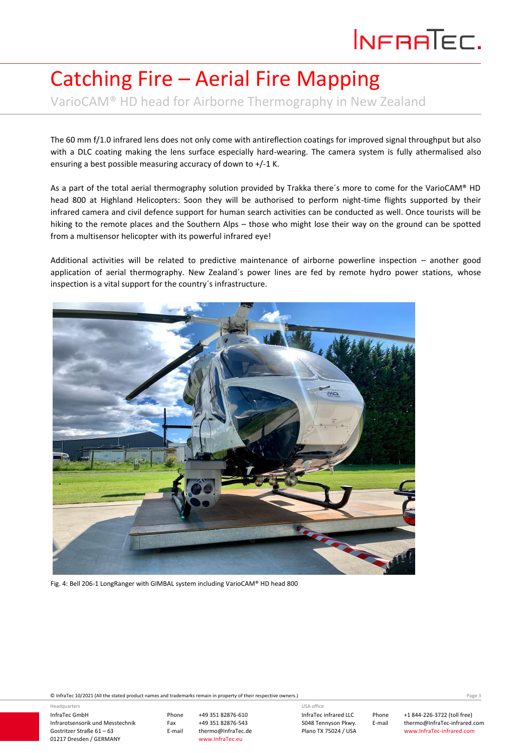# Catching Fire – Aerial Fire Mapping

VarioCAM® HD head for Airborne Thermography in New Zealand

The 60 mm f/1.0 infrared lens does not only come with antireflection coatings for improved signal throughput but also with a DLC coating making the lens surface especially hard-wearing. The camera system is fully athermalised also ensuring a best possible measuring accuracy of down to +/-1 K.

As a part of the total aerial thermography solution provided by Trakka there´s more to come for the VarioCAM® HD head 800 at Highland Helicopters: Soon they will be authorised to perform night-time flights supported by their infrared camera and civil defence support for human search activities can be conducted as well. Once tourists will be hiking to the remote places and the Southern Alps – those who might lose their way on the ground can be spotted from a multisensor helicopter with its powerful infrared eye!

Additional activities will be related to predictive maintenance of airborne powerline inspection – another good application of aerial thermography. New Zealand´s power lines are fed by remote hydro power stations, whose inspection is a vital support for the country´s infrastructure.

Fig. 4: Bell 206-1 LongRanger with GIMBAL system including VarioCAM® HD head 800

© InfraTec 10/2021 (All the stated product names and trademarks remain in property of their respective owners.)

Headquarters
InfraTec GmbH
Infrarotsensorik und Messtechnik
Gostritzer Straße 61 – 63
01217 Dresden / GERMANY

Phone +49 351 82876-610
Fax +49 351 82876-543
E-mail thermo@InfraTec.de
www.InfraTec.eu

USA office
InfraTec infrared LLC
5048 Tennyson Pkwy.
Plano TX 75024 / USA

Phone +1 844-226-3722 (toll free)
E-mail thermo@InfraTec-infrared.com
www.InfraTec-infrared.com